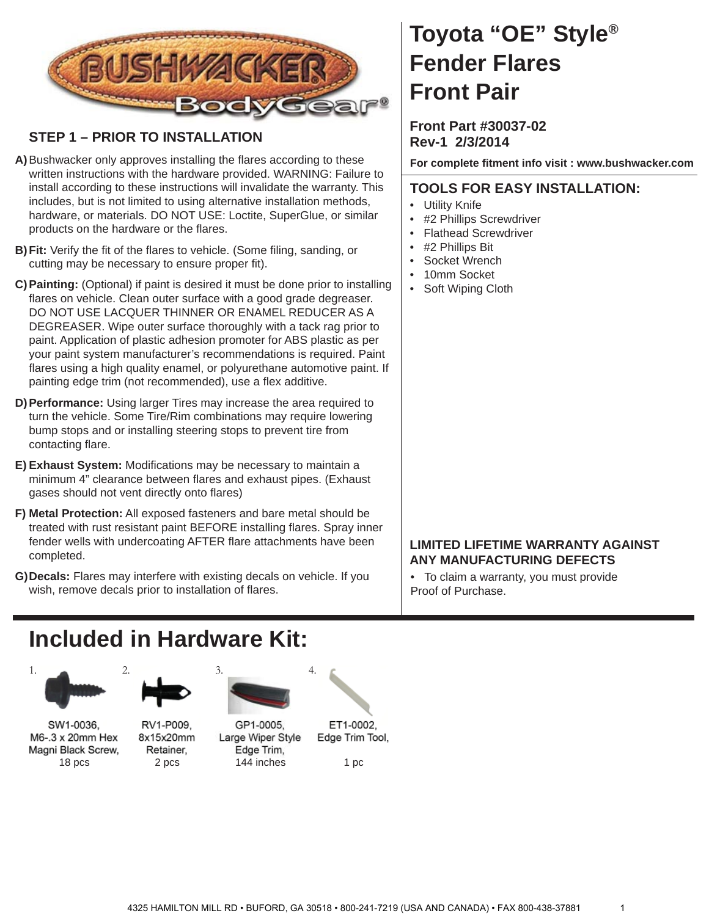# Toyota "OE" Style® Fender Flares Front Pair

**Front Part #30037-02**
**Rev-1 2/3/2014**

**For complete fitment info visit : www.bushwacker.com**

## TOOLS FOR EASY INSTALLATION:

- Utility Knife
- #2 Phillips Screwdriver
- Flathead Screwdriver
- #2 Phillips Bit
- Socket Wrench
- 10mm Socket
- Soft Wiping Cloth

## STEP 1 – PRIOR TO INSTALLATION

**A)** Bushwacker only approves installing the flares according to these written instructions with the hardware provided. WARNING: Failure to install according to these instructions will invalidate the warranty. This includes, but is not limited to using alternative installation methods, hardware, or materials. DO NOT USE: Loctite, SuperGlue, or similar products on the hardware or the flares.

**B) Fit:** Verify the fit of the flares to vehicle. (Some filing, sanding, or cutting may be necessary to ensure proper fit).

**C) Painting:** (Optional) if paint is desired it must be done prior to installing flares on vehicle. Clean outer surface with a good grade degreaser. DO NOT USE LACQUER THINNER OR ENAMEL REDUCER AS A DEGREASER. Wipe outer surface thoroughly with a tack rag prior to paint. Application of plastic adhesion promoter for ABS plastic as per your paint system manufacturer's recommendations is required. Paint flares using a high quality enamel, or polyurethane automotive paint. If painting edge trim (not recommended), use a flex additive.

**D) Performance:** Using larger Tires may increase the area required to turn the vehicle. Some Tire/Rim combinations may require lowering bump stops and or installing steering stops to prevent tire from contacting flare.

**E) Exhaust System:** Modifications may be necessary to maintain a minimum 4" clearance between flares and exhaust pipes. (Exhaust gases should not vent directly onto flares)

**F) Metal Protection:** All exposed fasteners and bare metal should be treated with rust resistant paint BEFORE installing flares. Spray inner fender wells with undercoating AFTER flare attachments have been completed.

**G) Decals:** Flares may interfere with existing decals on vehicle. If you wish, remove decals prior to installation of flares.

**LIMITED LIFETIME WARRANTY AGAINST ANY MANUFACTURING DEFECTS**

- To claim a warranty, you must provide Proof of Purchase.

# Included in Hardware Kit:

1. SW1-0036, M6-.3 x 20mm Hex Magni Black Screw, 18 pcs
2. RV1-P009, 8x15x20mm Retainer, 2 pcs
3. GP1-0005, Large Wiper Style Edge Trim, 144 inches
4. ET1-0002, Edge Trim Tool, 1 pc

4325 HAMILTON MILL RD • BUFORD, GA 30518 • 800-241-7219 (USA AND CANADA) • FAX 800-438-37881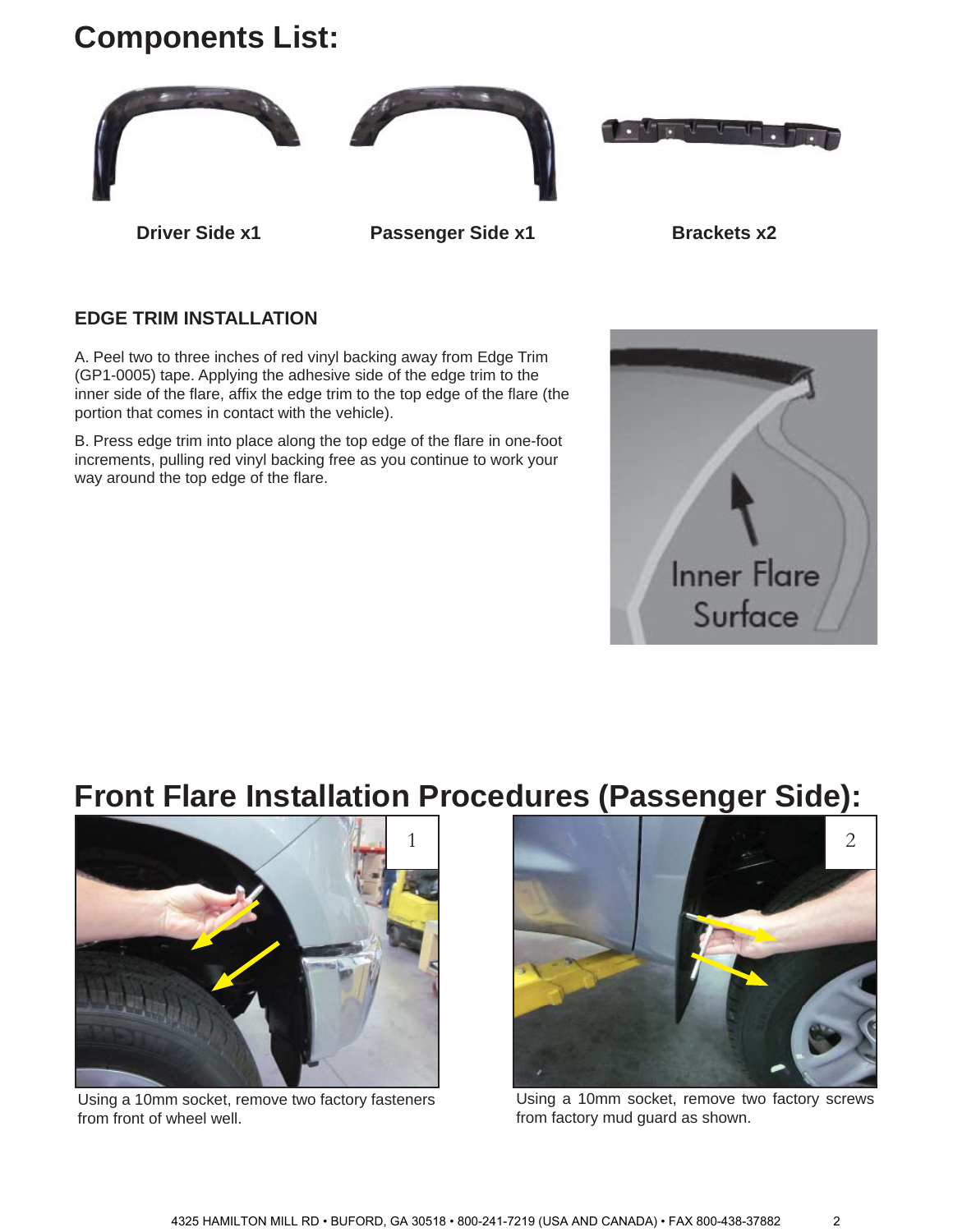# Components List:

**Driver Side x1** **Passenger Side x1** **Brackets x2**

### EDGE TRIM INSTALLATION

A. Peel two to three inches of red vinyl backing away from Edge Trim (GP1-0005) tape. Applying the adhesive side of the edge trim to the inner side of the flare, affix the edge trim to the top edge of the flare (the portion that comes in contact with the vehicle).

B. Press edge trim into place along the top edge of the flare in one-foot increments, pulling red vinyl backing free as you continue to work your way around the top edge of the flare.

Inner Flare Surface

# Front Flare Installation Procedures (Passenger Side):

1

Using a 10mm socket, remove two factory fasteners from front of wheel well.

2

Using a 10mm socket, remove two factory screws from factory mud guard as shown.

4325 HAMILTON MILL RD • BUFORD, GA 30518 • 800-241-7219 (USA AND CANADA) • FAX 800-438-37882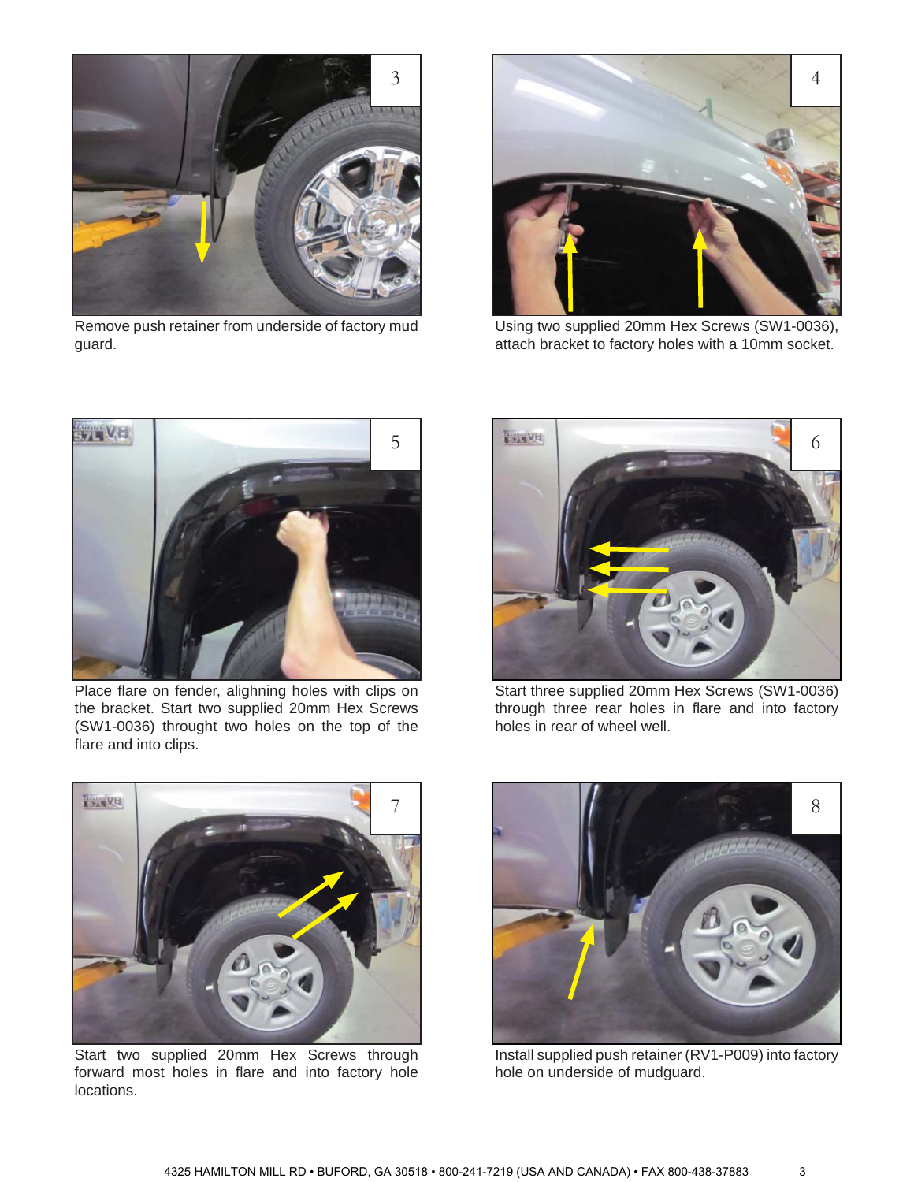3

Remove push retainer from underside of factory mud guard.

4

Using two supplied 20mm Hex Screws (SW1-0036), attach bracket to factory holes with a 10mm socket.

5

Place flare on fender, alighning holes with clips on the bracket. Start two supplied 20mm Hex Screws (SW1-0036) throught two holes on the top of the flare and into clips.

6

Start three supplied 20mm Hex Screws (SW1-0036) through three rear holes in flare and into factory holes in rear of wheel well.

7

Start two supplied 20mm Hex Screws through forward most holes in flare and into factory hole locations.

8

Install supplied push retainer (RV1-P009) into factory hole on underside of mudguard.

4325 HAMILTON MILL RD • BUFORD, GA 30518 • 800-241-7219 (USA AND CANADA) • FAX 800-438-37883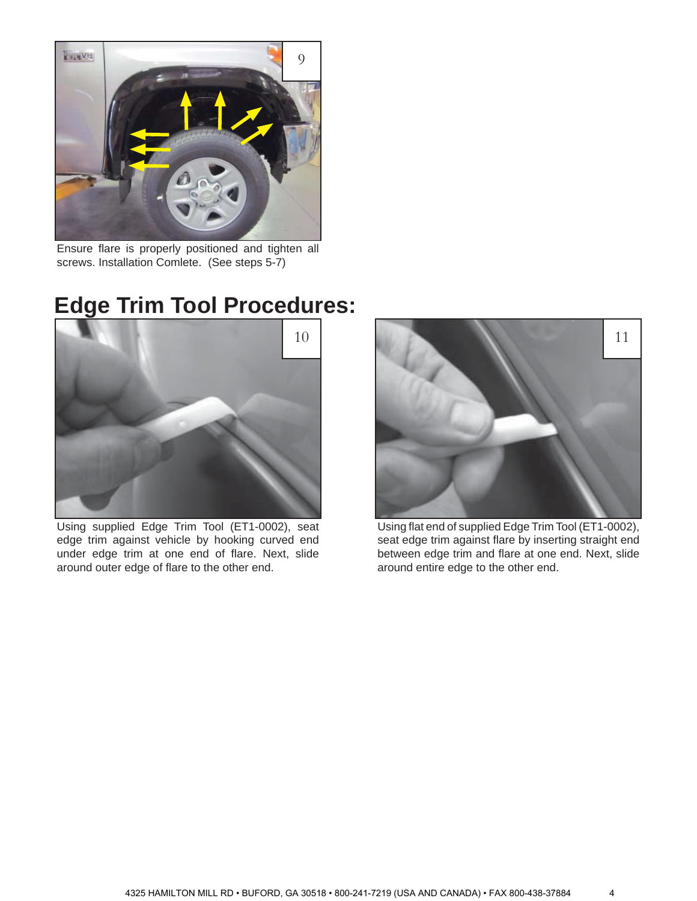9

Ensure flare is properly positioned and tighten all screws. Installation Comlete. (See steps 5-7)

## Edge Trim Tool Procedures:

10

Using supplied Edge Trim Tool (ET1-0002), seat edge trim against vehicle by hooking curved end under edge trim at one end of flare. Next, slide around outer edge of flare to the other end.

11

Using flat end of supplied Edge Trim Tool (ET1-0002), seat edge trim against flare by inserting straight end between edge trim and flare at one end. Next, slide around entire edge to the other end.

4325 HAMILTON MILL RD • BUFORD, GA 30518 • 800-241-7219 (USA AND CANADA) • FAX 800-438-37884